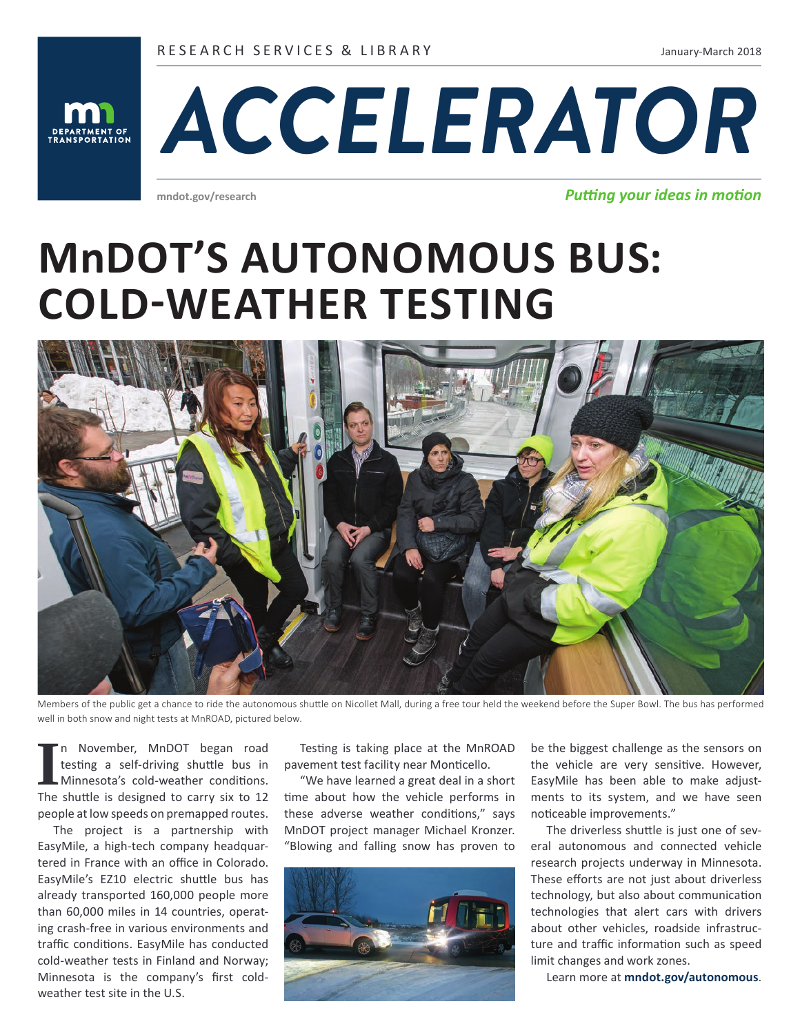RESEARCH SERVICES & LIBRARY

January-March 2018

# ACCELERATOR

mndot.gov/research

*Putting your ideas in motion*

# MnDOT'S AUTONOMOUS BUS: COLD-WEATHER TESTING

Members of the public get a chance to ride the autonomous shuttle on Nicollet Mall, during a free tour held the weekend before the Super Bowl. The bus has performed well in both snow and night tests at MnROAD, pictured below.

In November, MnDOT began road testing a self-driving shuttle bus in Minnesota's cold-weather conditions. The shuttle is designed to carry six to 12 people at low speeds on premapped routes.

The project is a partnership with EasyMile, a high-tech company headquartered in France with an office in Colorado. EasyMile's EZ10 electric shuttle bus has already transported 160,000 people more than 60,000 miles in 14 countries, operating crash-free in various environments and traffic conditions. EasyMile has conducted cold-weather tests in Finland and Norway; Minnesota is the company's first cold-weather test site in the U.S.

Testing is taking place at the MnROAD pavement test facility near Monticello.

"We have learned a great deal in a short time about how the vehicle performs in these adverse weather conditions," says MnDOT project manager Michael Kronzer. "Blowing and falling snow has proven to be the biggest challenge as the sensors on the vehicle are very sensitive. However, EasyMile has been able to make adjustments to its system, and we have seen noticeable improvements."

The driverless shuttle is just one of several autonomous and connected vehicle research projects underway in Minnesota. These efforts are not just about driverless technology, but also about communication technologies that alert cars with drivers about other vehicles, roadside infrastructure and traffic information such as speed limit changes and work zones.

Learn more at **mndot.gov/autonomous**.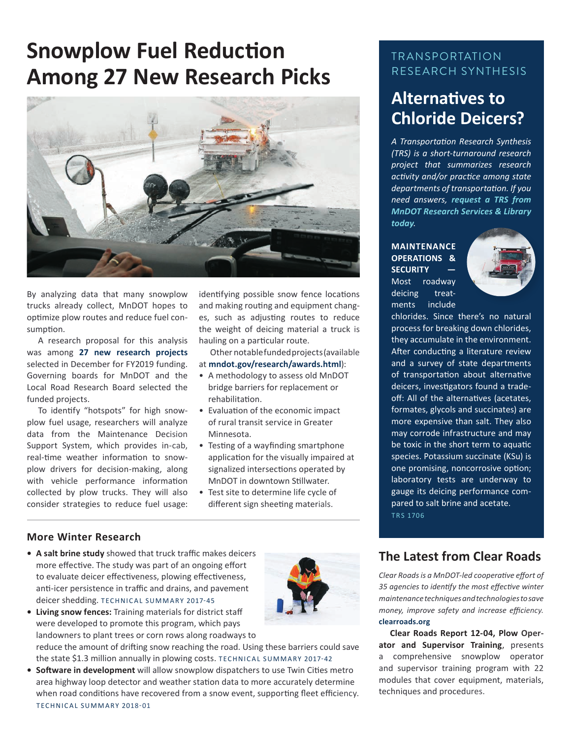# Snowplow Fuel Reduction Among 27 New Research Picks

By analyzing data that many snowplow trucks already collect, MnDOT hopes to optimize plow routes and reduce fuel consumption.

A research proposal for this analysis was among **27 new research projects** selected in December for FY2019 funding. Governing boards for MnDOT and the Local Road Research Board selected the funded projects.

To identify "hotspots" for high snowplow fuel usage, researchers will analyze data from the Maintenance Decision Support System, which provides in-cab, real-time weather information to snowplow drivers for decision-making, along with vehicle performance information collected by plow trucks. They will also consider strategies to reduce fuel usage: identifying possible snow fence locations and making routing and equipment changes, such as adjusting routes to reduce the weight of deicing material a truck is hauling on a particular route.

Other notable funded projects (available at **mndot.gov/research/awards.html**):

- A methodology to assess old MnDOT bridge barriers for replacement or rehabilitation.
- Evaluation of the economic impact of rural transit service in Greater Minnesota.
- Testing of a wayfinding smartphone application for the visually impaired at signalized intersections operated by MnDOT in downtown Stillwater.
- Test site to determine life cycle of different sign sheeting materials.

## More Winter Research

- **A salt brine study** showed that truck traffic makes deicers more effective. The study was part of an ongoing effort to evaluate deicer effectiveness, plowing effectiveness, anti-icer persistence in traffic and drains, and pavement deicer shedding. TECHNICAL SUMMARY 2017-45
- **Living snow fences:** Training materials for district staff were developed to promote this program, which pays landowners to plant trees or corn rows along roadways to reduce the amount of drifting snow reaching the road. Using these barriers could save the state $1.3 million annually in plowing costs. TECHNICAL SUMMARY 2017-42
- **Software in development** will allow snowplow dispatchers to use Twin Cities metro area highway loop detector and weather station data to more accurately determine when road conditions have recovered from a snow event, supporting fleet efficiency. TECHNICAL SUMMARY 2018-01

TRANSPORTATION RESEARCH SYNTHESIS

## Alternatives to Chloride Deicers?

*A Transportation Research Synthesis (TRS) is a short-turnaround research project that summarizes research activity and/or practice among state departments of transportation. If you need answers,* ***request a TRS from MnDOT Research Services & Library today.***

**MAINTENANCE OPERATIONS & SECURITY —** Most roadway deicing treatments include chlorides. Since there's no natural process for breaking down chlorides, they accumulate in the environment. After conducting a literature review and a survey of state departments of transportation about alternative deicers, investigators found a trade-off: All of the alternatives (acetates, formates, glycols and succinates) are more expensive than salt. They also may corrode infrastructure and may be toxic in the short term to aquatic species. Potassium succinate (KSu) is one promising, noncorrosive option; laboratory tests are underway to gauge its deicing performance compared to salt brine and acetate. TRS 1706

## The Latest from Clear Roads

*Clear Roads is a MnDOT-led cooperative effort of 35 agencies to identify the most effective winter maintenance techniques and technologies to save money, improve safety and increase efficiency.* **clearroads.org**

**Clear Roads Report 12-04, Plow Operator and Supervisor Training**, presents a comprehensive snowplow operator and supervisor training program with 22 modules that cover equipment, materials, techniques and procedures.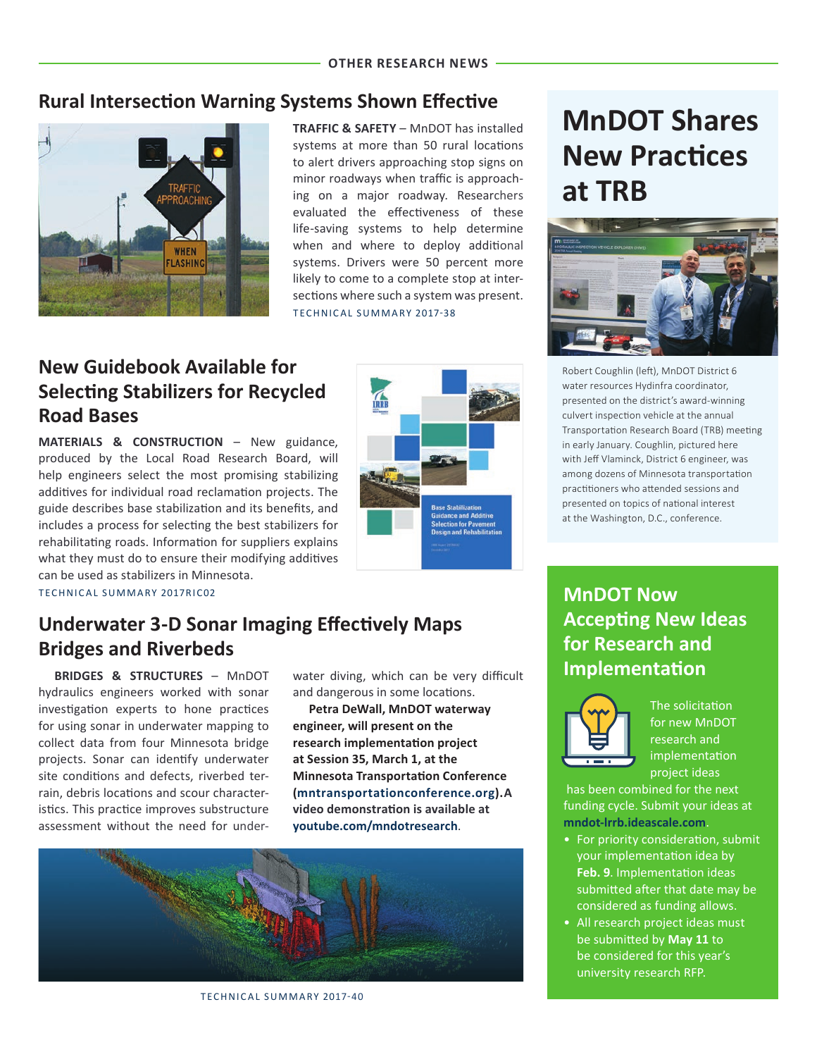## OTHER RESEARCH NEWS

### Rural Intersection Warning Systems Shown Effective

**TRAFFIC & SAFETY** – MnDOT has installed systems at more than 50 rural locations to alert drivers approaching stop signs on minor roadways when traffic is approaching on a major roadway. Researchers evaluated the effectiveness of these life-saving systems to help determine when and where to deploy additional systems. Drivers were 50 percent more likely to come to a complete stop at intersections where such a system was present.

TECHNICAL SUMMARY 2017-38

### New Guidebook Available for Selecting Stabilizers for Recycled Road Bases

**MATERIALS & CONSTRUCTION** – New guidance, produced by the Local Road Research Board, will help engineers select the most promising stabilizing additives for individual road reclamation projects. The guide describes base stabilization and its benefits, and includes a process for selecting the best stabilizers for rehabilitating roads. Information for suppliers explains what they must do to ensure their modifying additives can be used as stabilizers in Minnesota.

TECHNICAL SUMMARY 2017RIC02

### Underwater 3-D Sonar Imaging Effectively Maps Bridges and Riverbeds

**BRIDGES & STRUCTURES** – MnDOT hydraulics engineers worked with sonar investigation experts to hone practices for using sonar in underwater mapping to collect data from four Minnesota bridge projects. Sonar can identify underwater site conditions and defects, riverbed terrain, debris locations and scour characteristics. This practice improves substructure assessment without the need for underwater diving, which can be very difficult and dangerous in some locations.

**Petra DeWall, MnDOT waterway engineer, will present on the research implementation project at Session 35, March 1, at the Minnesota Transportation Conference (mntransportationconference.org). A video demonstration is available at youtube.com/mndotresearch.**

TECHNICAL SUMMARY 2017-40

## MnDOT Shares New Practices at TRB

Robert Coughlin (left), MnDOT District 6 water resources Hydinfra coordinator, presented on the district's award-winning culvert inspection vehicle at the annual Transportation Research Board (TRB) meeting in early January. Coughlin, pictured here with Jeff Vlaminck, District 6 engineer, was among dozens of Minnesota transportation practitioners who attended sessions and presented on topics of national interest at the Washington, D.C., conference.

## MnDOT Now Accepting New Ideas for Research and Implementation

The solicitation for new MnDOT research and implementation project ideas has been combined for the next funding cycle. Submit your ideas at **mndot-lrrb.ideascale.com**.

- For priority consideration, submit your implementation idea by **Feb. 9**. Implementation ideas submitted after that date may be considered as funding allows.
- All research project ideas must be submitted by **May 11** to be considered for this year's university research RFP.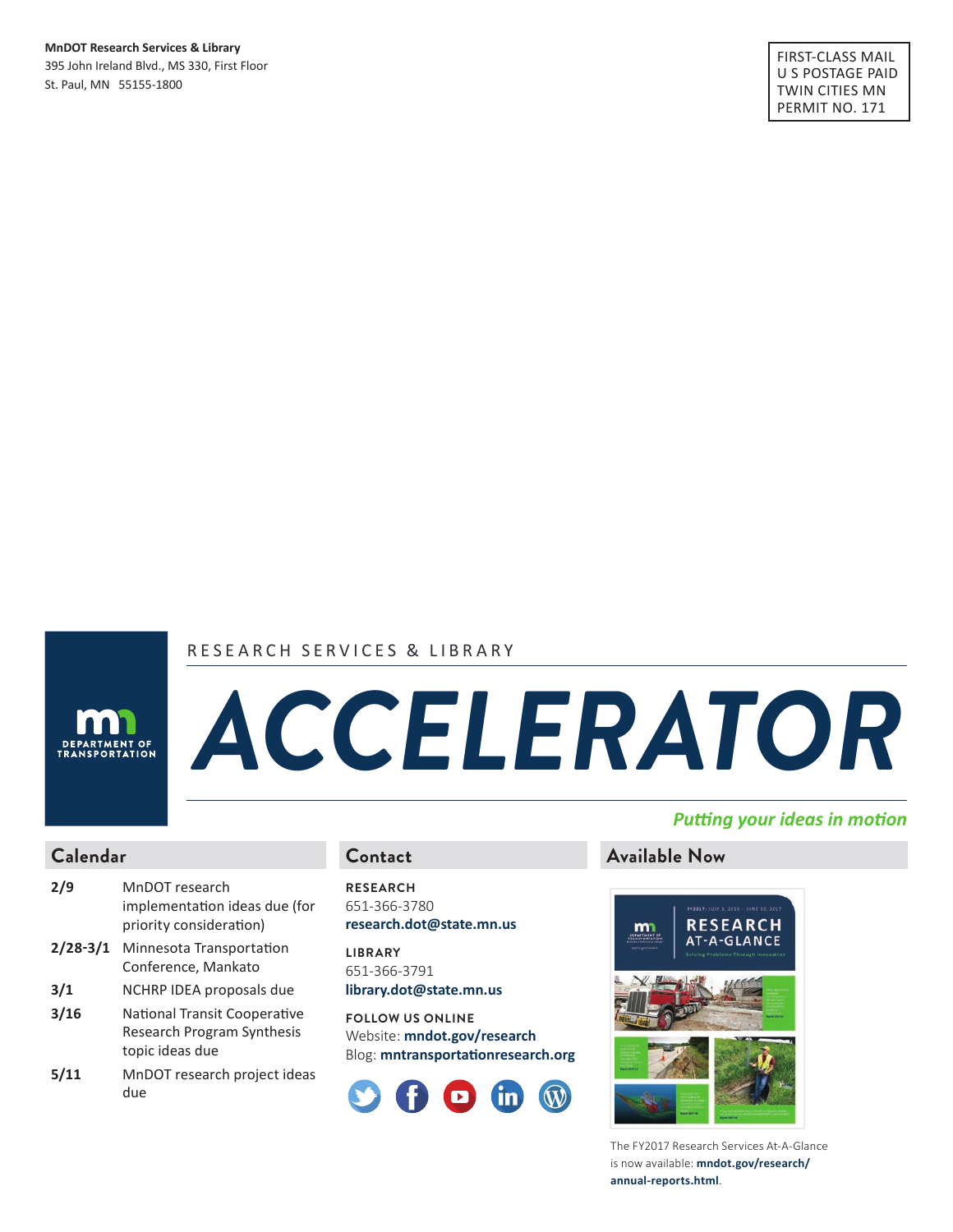**MnDOT Research Services & Library**
395 John Ireland Blvd., MS 330, First Floor
St. Paul, MN 55155-1800

FIRST-CLASS MAIL
U S POSTAGE PAID
TWIN CITIES MN
PERMIT NO. 171

RESEARCH SERVICES & LIBRARY

# ACCELERATOR

*Putting your ideas in motion*

## Calendar

| | |
|---|---|
| **2/9** | MnDOT research implementation ideas due (for priority consideration) |
| **2/28-3/1** | Minnesota Transportation Conference, Mankato |
| **3/1** | NCHRP IDEA proposals due |
| **3/16** | National Transit Cooperative Research Program Synthesis topic ideas due |
| **5/11** | MnDOT research project ideas due |

## Contact

**RESEARCH**
651-366-3780
**research.dot@state.mn.us**

**LIBRARY**
651-366-3791
**library.dot@state.mn.us**

**FOLLOW US ONLINE**
Website: **mndot.gov/research**
Blog: **mntransportationresearch.org**

## Available Now

The FY2017 Research Services At-A-Glance is now available: **mndot.gov/research/annual-reports.html**.